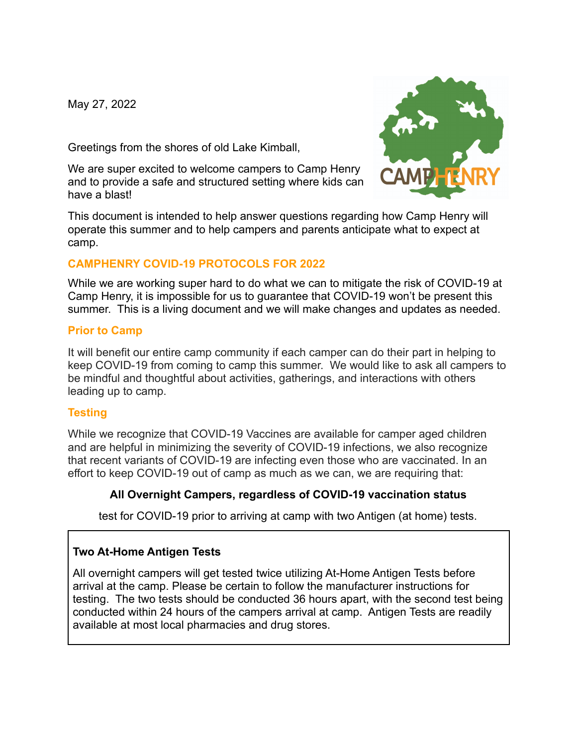May 27, 2022

Greetings from the shores of old Lake Kimball,

We are super excited to welcome campers to Camp Henry and to provide a safe and structured setting where kids can have a blast!

This document is intended to help answer questions regarding how Camp Henry will operate this summer and to help campers and parents anticipate what to expect at camp.

## CAMPHENRY COVID-19 PROTOCOLS FOR 2022

While we are working super hard to do what we can to mitigate the risk of COVID-19 at Camp Henry, it is impossible for us to guarantee that COVID-19 won't be present this summer. This is a living document and we will make changes and updates as needed.

### Prior to Camp

It will benefit our entire camp community if each camper can do their part in helping to keep COVID-19 from coming to camp this summer. We would like to ask all campers to be mindful and thoughtful about activities, gatherings, and interactions with others leading up to camp.

### Testing

While we recognize that COVID-19 Vaccines are available for camper aged children and are helpful in minimizing the severity of COVID-19 infections, we also recognize that recent variants of COVID-19 are infecting even those who are vaccinated. In an effort to keep COVID-19 out of camp as much as we can, we are requiring that:

**All Overnight Campers, regardless of COVID-19 vaccination status**

test for COVID-19 prior to arriving at camp with two Antigen (at home) tests.

**Two At-Home Antigen Tests**

All overnight campers will get tested twice utilizing At-Home Antigen Tests before arrival at the camp. Please be certain to follow the manufacturer instructions for testing. The two tests should be conducted 36 hours apart, with the second test being conducted within 24 hours of the campers arrival at camp. Antigen Tests are readily available at most local pharmacies and drug stores.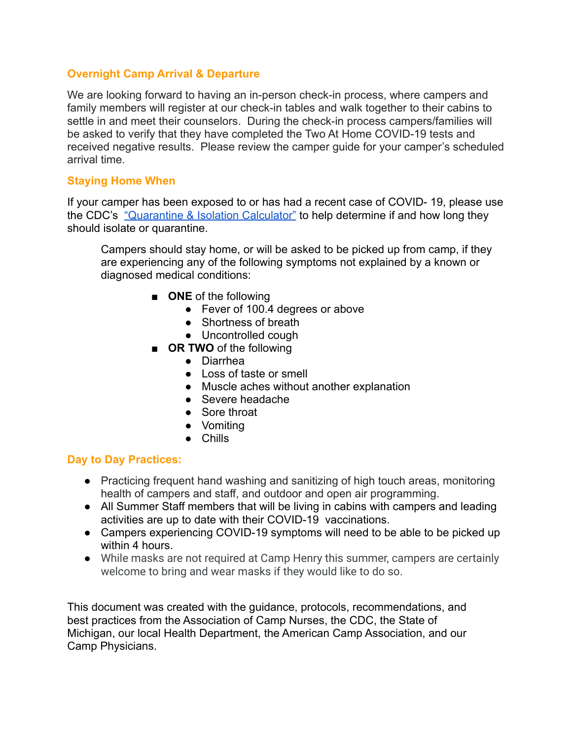## Overnight Camp Arrival & Departure

We are looking forward to having an in-person check-in process, where campers and family members will register at our check-in tables and walk together to their cabins to settle in and meet their counselors. During the check-in process campers/families will be asked to verify that they have completed the Two At Home COVID-19 tests and received negative results. Please review the camper guide for your camper's scheduled arrival time.

## Staying Home When

If your camper has been exposed to or has had a recent case of COVID- 19, please use the CDC's "Quarantine & Isolation Calculator" to help determine if and how long they should isolate or quarantine.

> Campers should stay home, or will be asked to be picked up from camp, if they are experiencing any of the following symptoms not explained by a known or diagnosed medical conditions:

- **ONE** of the following
  - Fever of 100.4 degrees or above
  - Shortness of breath
  - Uncontrolled cough
- **OR TWO** of the following
  - Diarrhea
  - Loss of taste or smell
  - Muscle aches without another explanation
  - Severe headache
  - Sore throat
  - Vomiting
  - Chills

## Day to Day Practices:

- Practicing frequent hand washing and sanitizing of high touch areas, monitoring health of campers and staff, and outdoor and open air programming.
- All Summer Staff members that will be living in cabins with campers and leading activities are up to date with their COVID-19 vaccinations.
- Campers experiencing COVID-19 symptoms will need to be able to be picked up within 4 hours.
- While masks are not required at Camp Henry this summer, campers are certainly welcome to bring and wear masks if they would like to do so.

This document was created with the guidance, protocols, recommendations, and best practices from the Association of Camp Nurses, the CDC, the State of Michigan, our local Health Department, the American Camp Association, and our Camp Physicians.